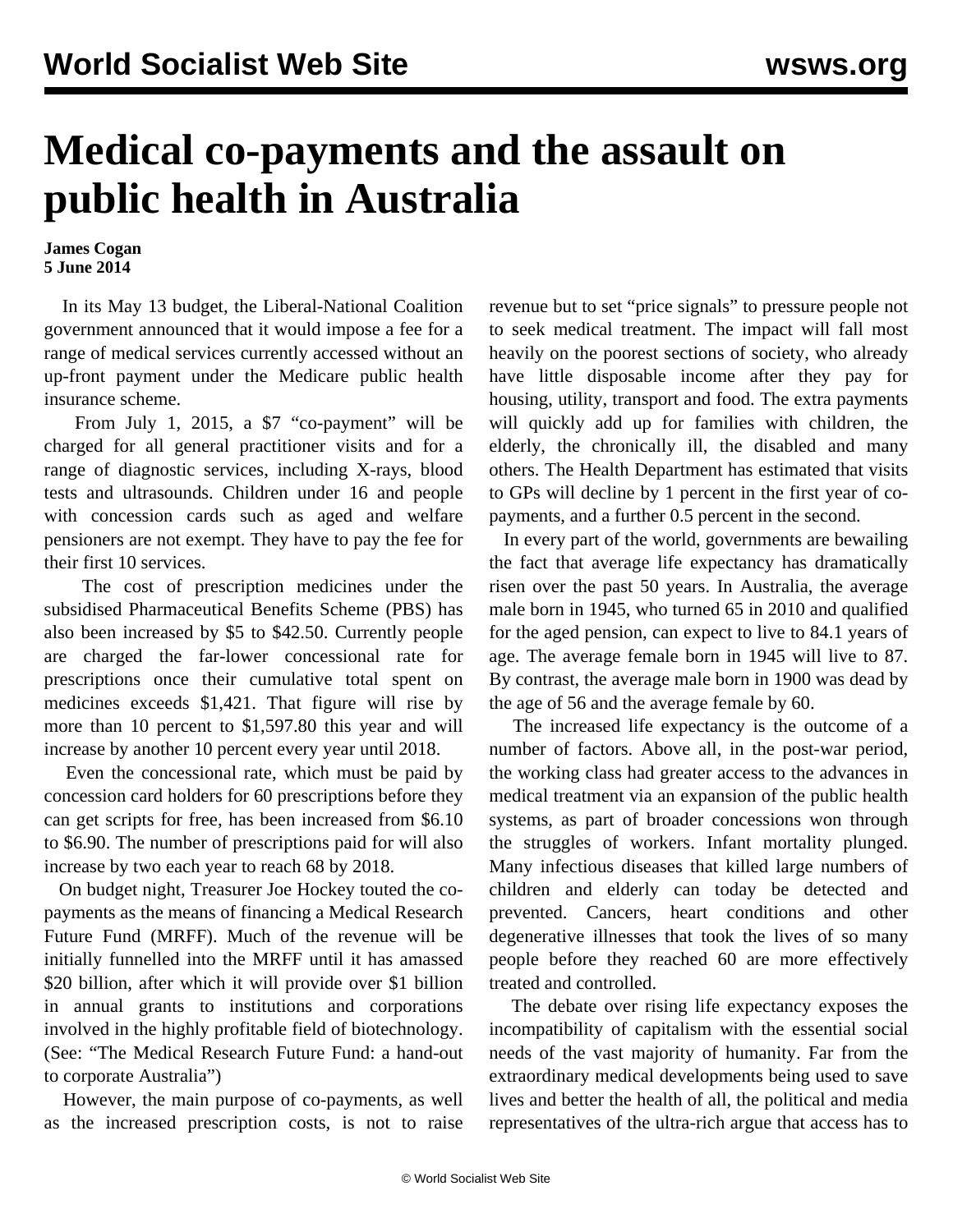# Medical co-payments and the assault on public health in Australia

**James Cogan**
**5 June 2014**

In its May 13 budget, the Liberal-National Coalition government announced that it would impose a fee for a range of medical services currently accessed without an up-front payment under the Medicare public health insurance scheme.

From July 1, 2015, a $7 "co-payment" will be charged for all general practitioner visits and for a range of diagnostic services, including X-rays, blood tests and ultrasounds. Children under 16 and people with concession cards such as aged and welfare pensioners are not exempt. They have to pay the fee for their first 10 services.

The cost of prescription medicines under the subsidised Pharmaceutical Benefits Scheme (PBS) has also been increased by $5 to $42.50. Currently people are charged the far-lower concessional rate for prescriptions once their cumulative total spent on medicines exceeds $1,421. That figure will rise by more than 10 percent to $1,597.80 this year and will increase by another 10 percent every year until 2018.

Even the concessional rate, which must be paid by concession card holders for 60 prescriptions before they can get scripts for free, has been increased from $6.10 to $6.90. The number of prescriptions paid for will also increase by two each year to reach 68 by 2018.

On budget night, Treasurer Joe Hockey touted the co-payments as the means of financing a Medical Research Future Fund (MRFF). Much of the revenue will be initially funnelled into the MRFF until it has amassed $20 billion, after which it will provide over $1 billion in annual grants to institutions and corporations involved in the highly profitable field of biotechnology. (See: "The Medical Research Future Fund: a hand-out to corporate Australia")

However, the main purpose of co-payments, as well as the increased prescription costs, is not to raise revenue but to set "price signals" to pressure people not to seek medical treatment. The impact will fall most heavily on the poorest sections of society, who already have little disposable income after they pay for housing, utility, transport and food. The extra payments will quickly add up for families with children, the elderly, the chronically ill, the disabled and many others. The Health Department has estimated that visits to GPs will decline by 1 percent in the first year of co-payments, and a further 0.5 percent in the second.

In every part of the world, governments are bewailing the fact that average life expectancy has dramatically risen over the past 50 years. In Australia, the average male born in 1945, who turned 65 in 2010 and qualified for the aged pension, can expect to live to 84.1 years of age. The average female born in 1945 will live to 87. By contrast, the average male born in 1900 was dead by the age of 56 and the average female by 60.

The increased life expectancy is the outcome of a number of factors. Above all, in the post-war period, the working class had greater access to the advances in medical treatment via an expansion of the public health systems, as part of broader concessions won through the struggles of workers. Infant mortality plunged. Many infectious diseases that killed large numbers of children and elderly can today be detected and prevented. Cancers, heart conditions and other degenerative illnesses that took the lives of so many people before they reached 60 are more effectively treated and controlled.

The debate over rising life expectancy exposes the incompatibility of capitalism with the essential social needs of the vast majority of humanity. Far from the extraordinary medical developments being used to save lives and better the health of all, the political and media representatives of the ultra-rich argue that access has to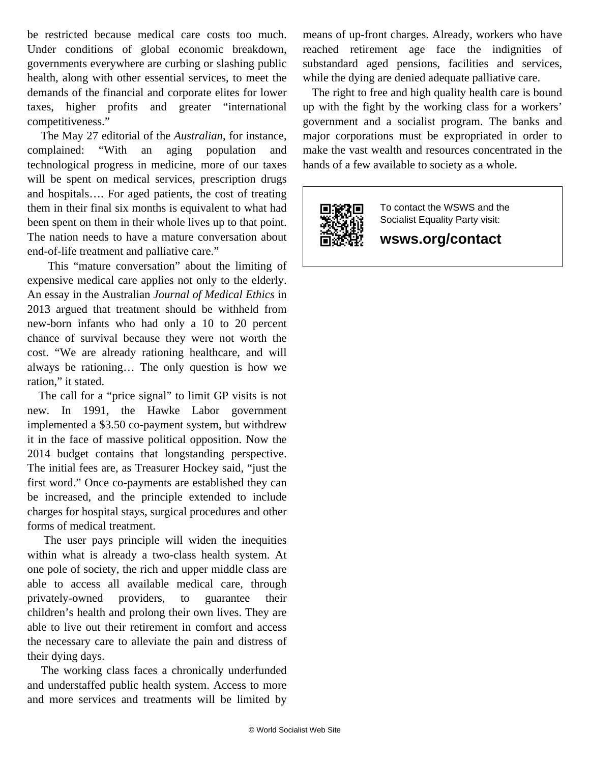be restricted because medical care costs too much. Under conditions of global economic breakdown, governments everywhere are curbing or slashing public health, along with other essential services, to meet the demands of the financial and corporate elites for lower taxes, higher profits and greater "international competitiveness."

The May 27 editorial of the *Australian*, for instance, complained: "With an aging population and technological progress in medicine, more of our taxes will be spent on medical services, prescription drugs and hospitals…. For aged patients, the cost of treating them in their final six months is equivalent to what had been spent on them in their whole lives up to that point. The nation needs to have a mature conversation about end-of-life treatment and palliative care."

This "mature conversation" about the limiting of expensive medical care applies not only to the elderly. An essay in the Australian *Journal of Medical Ethics* in 2013 argued that treatment should be withheld from new-born infants who had only a 10 to 20 percent chance of survival because they were not worth the cost. "We are already rationing healthcare, and will always be rationing… The only question is how we ration," it stated.

The call for a "price signal" to limit GP visits is not new. In 1991, the Hawke Labor government implemented a $3.50 co-payment system, but withdrew it in the face of massive political opposition. Now the 2014 budget contains that longstanding perspective. The initial fees are, as Treasurer Hockey said, "just the first word." Once co-payments are established they can be increased, and the principle extended to include charges for hospital stays, surgical procedures and other forms of medical treatment.

The user pays principle will widen the inequities within what is already a two-class health system. At one pole of society, the rich and upper middle class are able to access all available medical care, through privately-owned providers, to guarantee their children's health and prolong their own lives. They are able to live out their retirement in comfort and access the necessary care to alleviate the pain and distress of their dying days.

The working class faces a chronically underfunded and understaffed public health system. Access to more and more services and treatments will be limited by means of up-front charges. Already, workers who have reached retirement age face the indignities of substandard aged pensions, facilities and services, while the dying are denied adequate palliative care.

The right to free and high quality health care is bound up with the fight by the working class for a workers' government and a socialist program. The banks and major corporations must be expropriated in order to make the vast wealth and resources concentrated in the hands of a few available to society as a whole.

To contact the WSWS and the Socialist Equality Party visit:

**wsws.org/contact**